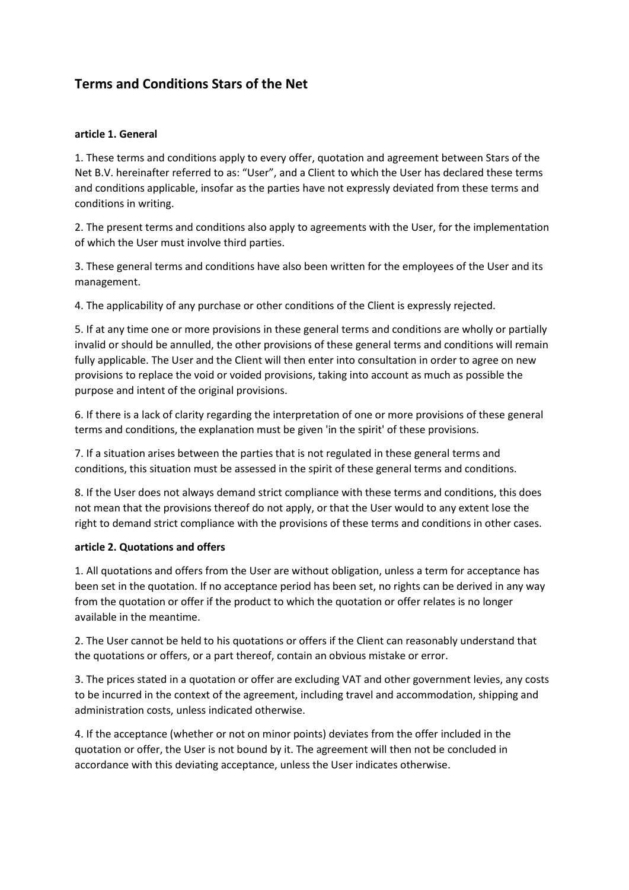# Terms and Conditions Stars of the Net

**article 1. General**

1. These terms and conditions apply to every offer, quotation and agreement between Stars of the Net B.V. hereinafter referred to as: "User", and a Client to which the User has declared these terms and conditions applicable, insofar as the parties have not expressly deviated from these terms and conditions in writing.

2. The present terms and conditions also apply to agreements with the User, for the implementation of which the User must involve third parties.

3. These general terms and conditions have also been written for the employees of the User and its management.

4. The applicability of any purchase or other conditions of the Client is expressly rejected.

5. If at any time one or more provisions in these general terms and conditions are wholly or partially invalid or should be annulled, the other provisions of these general terms and conditions will remain fully applicable. The User and the Client will then enter into consultation in order to agree on new provisions to replace the void or voided provisions, taking into account as much as possible the purpose and intent of the original provisions.

6. If there is a lack of clarity regarding the interpretation of one or more provisions of these general terms and conditions, the explanation must be given 'in the spirit' of these provisions.

7. If a situation arises between the parties that is not regulated in these general terms and conditions, this situation must be assessed in the spirit of these general terms and conditions.

8. If the User does not always demand strict compliance with these terms and conditions, this does not mean that the provisions thereof do not apply, or that the User would to any extent lose the right to demand strict compliance with the provisions of these terms and conditions in other cases.

**article 2. Quotations and offers**

1. All quotations and offers from the User are without obligation, unless a term for acceptance has been set in the quotation. If no acceptance period has been set, no rights can be derived in any way from the quotation or offer if the product to which the quotation or offer relates is no longer available in the meantime.

2. The User cannot be held to his quotations or offers if the Client can reasonably understand that the quotations or offers, or a part thereof, contain an obvious mistake or error.

3. The prices stated in a quotation or offer are excluding VAT and other government levies, any costs to be incurred in the context of the agreement, including travel and accommodation, shipping and administration costs, unless indicated otherwise.

4. If the acceptance (whether or not on minor points) deviates from the offer included in the quotation or offer, the User is not bound by it. The agreement will then not be concluded in accordance with this deviating acceptance, unless the User indicates otherwise.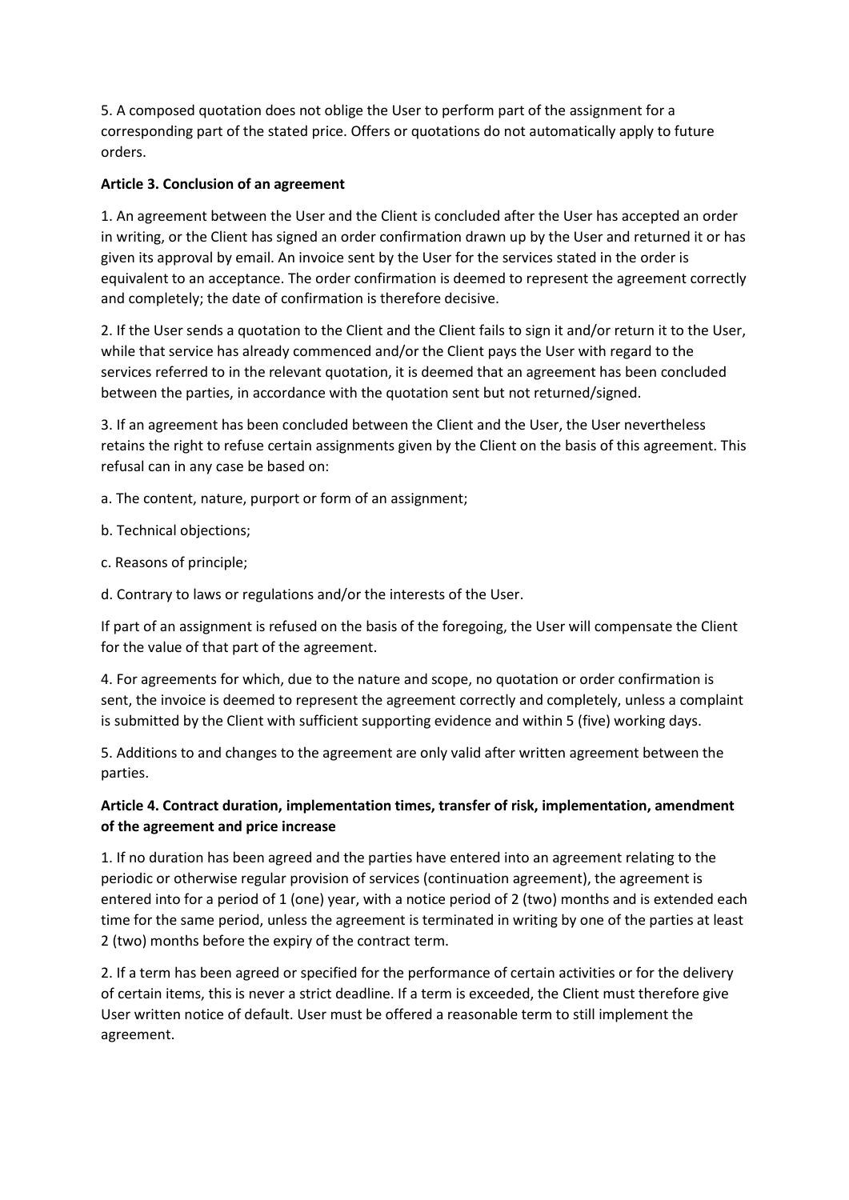5. A composed quotation does not oblige the User to perform part of the assignment for a corresponding part of the stated price. Offers or quotations do not automatically apply to future orders.

**Article 3. Conclusion of an agreement**

1. An agreement between the User and the Client is concluded after the User has accepted an order in writing, or the Client has signed an order confirmation drawn up by the User and returned it or has given its approval by email. An invoice sent by the User for the services stated in the order is equivalent to an acceptance. The order confirmation is deemed to represent the agreement correctly and completely; the date of confirmation is therefore decisive.

2. If the User sends a quotation to the Client and the Client fails to sign it and/or return it to the User, while that service has already commenced and/or the Client pays the User with regard to the services referred to in the relevant quotation, it is deemed that an agreement has been concluded between the parties, in accordance with the quotation sent but not returned/signed.

3. If an agreement has been concluded between the Client and the User, the User nevertheless retains the right to refuse certain assignments given by the Client on the basis of this agreement. This refusal can in any case be based on:

a. The content, nature, purport or form of an assignment;

b. Technical objections;

c. Reasons of principle;

d. Contrary to laws or regulations and/or the interests of the User.

If part of an assignment is refused on the basis of the foregoing, the User will compensate the Client for the value of that part of the agreement.

4. For agreements for which, due to the nature and scope, no quotation or order confirmation is sent, the invoice is deemed to represent the agreement correctly and completely, unless a complaint is submitted by the Client with sufficient supporting evidence and within 5 (five) working days.

5. Additions to and changes to the agreement are only valid after written agreement between the parties.

**Article 4. Contract duration, implementation times, transfer of risk, implementation, amendment of the agreement and price increase**

1. If no duration has been agreed and the parties have entered into an agreement relating to the periodic or otherwise regular provision of services (continuation agreement), the agreement is entered into for a period of 1 (one) year, with a notice period of 2 (two) months and is extended each time for the same period, unless the agreement is terminated in writing by one of the parties at least 2 (two) months before the expiry of the contract term.

2. If a term has been agreed or specified for the performance of certain activities or for the delivery of certain items, this is never a strict deadline. If a term is exceeded, the Client must therefore give User written notice of default. User must be offered a reasonable term to still implement the agreement.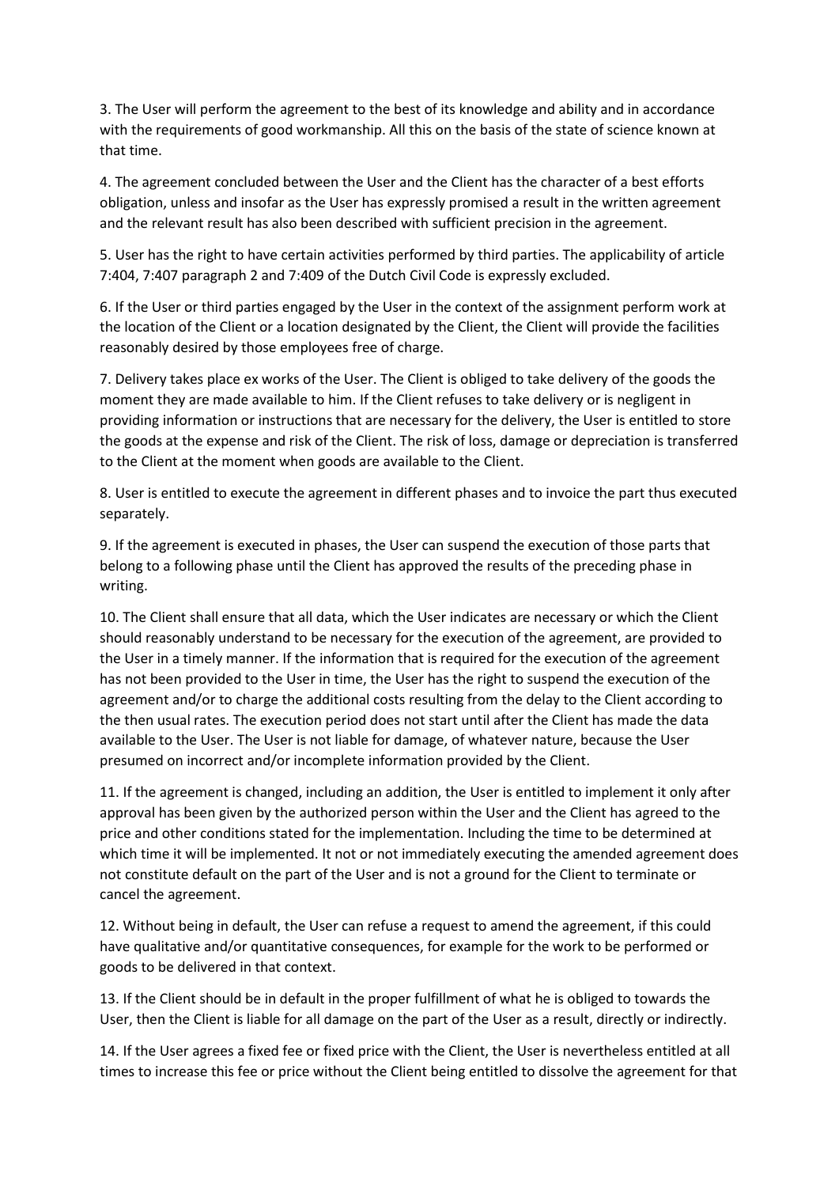3. The User will perform the agreement to the best of its knowledge and ability and in accordance with the requirements of good workmanship. All this on the basis of the state of science known at that time.

4. The agreement concluded between the User and the Client has the character of a best efforts obligation, unless and insofar as the User has expressly promised a result in the written agreement and the relevant result has also been described with sufficient precision in the agreement.

5. User has the right to have certain activities performed by third parties. The applicability of article 7:404, 7:407 paragraph 2 and 7:409 of the Dutch Civil Code is expressly excluded.

6. If the User or third parties engaged by the User in the context of the assignment perform work at the location of the Client or a location designated by the Client, the Client will provide the facilities reasonably desired by those employees free of charge.

7. Delivery takes place ex works of the User. The Client is obliged to take delivery of the goods the moment they are made available to him. If the Client refuses to take delivery or is negligent in providing information or instructions that are necessary for the delivery, the User is entitled to store the goods at the expense and risk of the Client. The risk of loss, damage or depreciation is transferred to the Client at the moment when goods are available to the Client.

8. User is entitled to execute the agreement in different phases and to invoice the part thus executed separately.

9. If the agreement is executed in phases, the User can suspend the execution of those parts that belong to a following phase until the Client has approved the results of the preceding phase in writing.

10. The Client shall ensure that all data, which the User indicates are necessary or which the Client should reasonably understand to be necessary for the execution of the agreement, are provided to the User in a timely manner. If the information that is required for the execution of the agreement has not been provided to the User in time, the User has the right to suspend the execution of the agreement and/or to charge the additional costs resulting from the delay to the Client according to the then usual rates. The execution period does not start until after the Client has made the data available to the User. The User is not liable for damage, of whatever nature, because the User presumed on incorrect and/or incomplete information provided by the Client.

11. If the agreement is changed, including an addition, the User is entitled to implement it only after approval has been given by the authorized person within the User and the Client has agreed to the price and other conditions stated for the implementation. Including the time to be determined at which time it will be implemented. It not or not immediately executing the amended agreement does not constitute default on the part of the User and is not a ground for the Client to terminate or cancel the agreement.

12. Without being in default, the User can refuse a request to amend the agreement, if this could have qualitative and/or quantitative consequences, for example for the work to be performed or goods to be delivered in that context.

13. If the Client should be in default in the proper fulfillment of what he is obliged to towards the User, then the Client is liable for all damage on the part of the User as a result, directly or indirectly.

14. If the User agrees a fixed fee or fixed price with the Client, the User is nevertheless entitled at all times to increase this fee or price without the Client being entitled to dissolve the agreement for that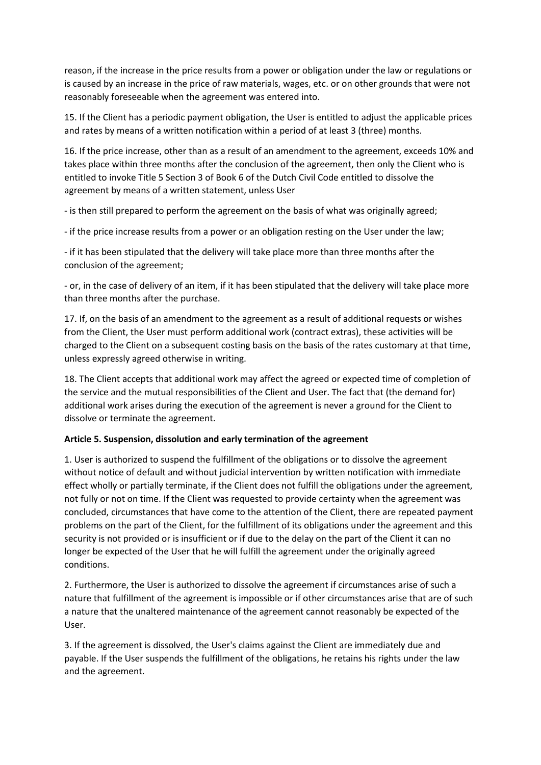reason, if the increase in the price results from a power or obligation under the law or regulations or is caused by an increase in the price of raw materials, wages, etc. or on other grounds that were not reasonably foreseeable when the agreement was entered into.

15. If the Client has a periodic payment obligation, the User is entitled to adjust the applicable prices and rates by means of a written notification within a period of at least 3 (three) months.

16. If the price increase, other than as a result of an amendment to the agreement, exceeds 10% and takes place within three months after the conclusion of the agreement, then only the Client who is entitled to invoke Title 5 Section 3 of Book 6 of the Dutch Civil Code entitled to dissolve the agreement by means of a written statement, unless User

- is then still prepared to perform the agreement on the basis of what was originally agreed;

- if the price increase results from a power or an obligation resting on the User under the law;

- if it has been stipulated that the delivery will take place more than three months after the conclusion of the agreement;

- or, in the case of delivery of an item, if it has been stipulated that the delivery will take place more than three months after the purchase.

17. If, on the basis of an amendment to the agreement as a result of additional requests or wishes from the Client, the User must perform additional work (contract extras), these activities will be charged to the Client on a subsequent costing basis on the basis of the rates customary at that time, unless expressly agreed otherwise in writing.

18. The Client accepts that additional work may affect the agreed or expected time of completion of the service and the mutual responsibilities of the Client and User. The fact that (the demand for) additional work arises during the execution of the agreement is never a ground for the Client to dissolve or terminate the agreement.

**Article 5. Suspension, dissolution and early termination of the agreement**

1. User is authorized to suspend the fulfillment of the obligations or to dissolve the agreement without notice of default and without judicial intervention by written notification with immediate effect wholly or partially terminate, if the Client does not fulfill the obligations under the agreement, not fully or not on time. If the Client was requested to provide certainty when the agreement was concluded, circumstances that have come to the attention of the Client, there are repeated payment problems on the part of the Client, for the fulfillment of its obligations under the agreement and this security is not provided or is insufficient or if due to the delay on the part of the Client it can no longer be expected of the User that he will fulfill the agreement under the originally agreed conditions.

2. Furthermore, the User is authorized to dissolve the agreement if circumstances arise of such a nature that fulfillment of the agreement is impossible or if other circumstances arise that are of such a nature that the unaltered maintenance of the agreement cannot reasonably be expected of the User.

3. If the agreement is dissolved, the User's claims against the Client are immediately due and payable. If the User suspends the fulfillment of the obligations, he retains his rights under the law and the agreement.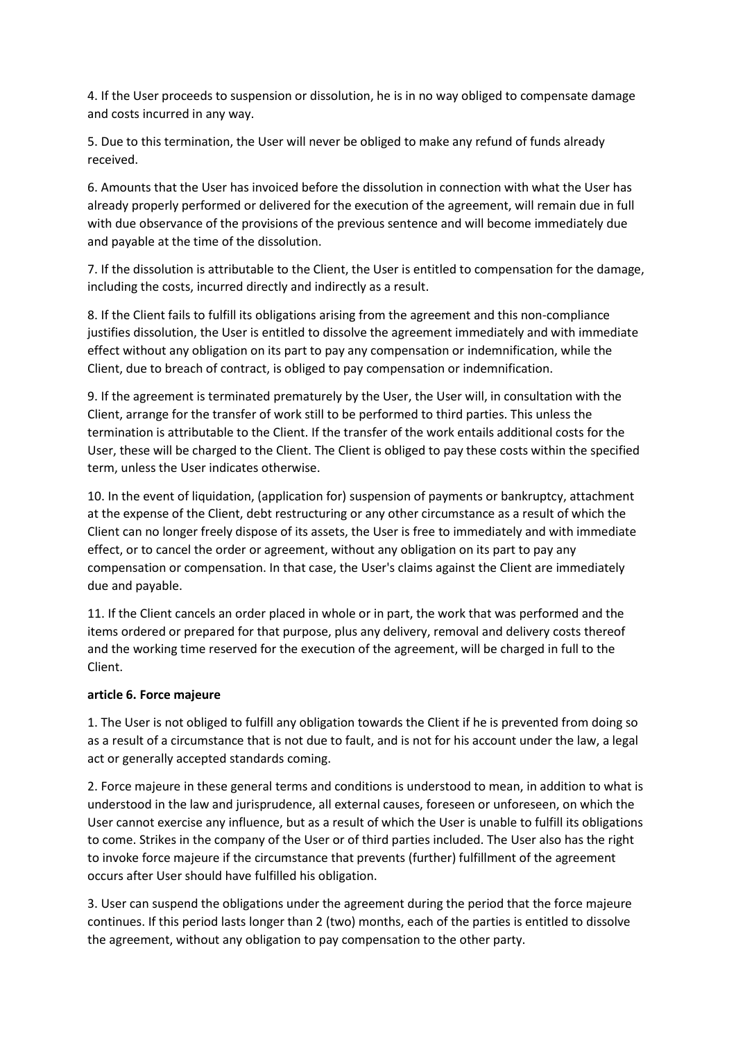4. If the User proceeds to suspension or dissolution, he is in no way obliged to compensate damage and costs incurred in any way.

5. Due to this termination, the User will never be obliged to make any refund of funds already received.

6. Amounts that the User has invoiced before the dissolution in connection with what the User has already properly performed or delivered for the execution of the agreement, will remain due in full with due observance of the provisions of the previous sentence and will become immediately due and payable at the time of the dissolution.

7. If the dissolution is attributable to the Client, the User is entitled to compensation for the damage, including the costs, incurred directly and indirectly as a result.

8. If the Client fails to fulfill its obligations arising from the agreement and this non-compliance justifies dissolution, the User is entitled to dissolve the agreement immediately and with immediate effect without any obligation on its part to pay any compensation or indemnification, while the Client, due to breach of contract, is obliged to pay compensation or indemnification.

9. If the agreement is terminated prematurely by the User, the User will, in consultation with the Client, arrange for the transfer of work still to be performed to third parties. This unless the termination is attributable to the Client. If the transfer of the work entails additional costs for the User, these will be charged to the Client. The Client is obliged to pay these costs within the specified term, unless the User indicates otherwise.

10. In the event of liquidation, (application for) suspension of payments or bankruptcy, attachment at the expense of the Client, debt restructuring or any other circumstance as a result of which the Client can no longer freely dispose of its assets, the User is free to immediately and with immediate effect, or to cancel the order or agreement, without any obligation on its part to pay any compensation or compensation. In that case, the User's claims against the Client are immediately due and payable.

11. If the Client cancels an order placed in whole or in part, the work that was performed and the items ordered or prepared for that purpose, plus any delivery, removal and delivery costs thereof and the working time reserved for the execution of the agreement, will be charged in full to the Client.

**article 6. Force majeure**

1. The User is not obliged to fulfill any obligation towards the Client if he is prevented from doing so as a result of a circumstance that is not due to fault, and is not for his account under the law, a legal act or generally accepted standards coming.

2. Force majeure in these general terms and conditions is understood to mean, in addition to what is understood in the law and jurisprudence, all external causes, foreseen or unforeseen, on which the User cannot exercise any influence, but as a result of which the User is unable to fulfill its obligations to come. Strikes in the company of the User or of third parties included. The User also has the right to invoke force majeure if the circumstance that prevents (further) fulfillment of the agreement occurs after User should have fulfilled his obligation.

3. User can suspend the obligations under the agreement during the period that the force majeure continues. If this period lasts longer than 2 (two) months, each of the parties is entitled to dissolve the agreement, without any obligation to pay compensation to the other party.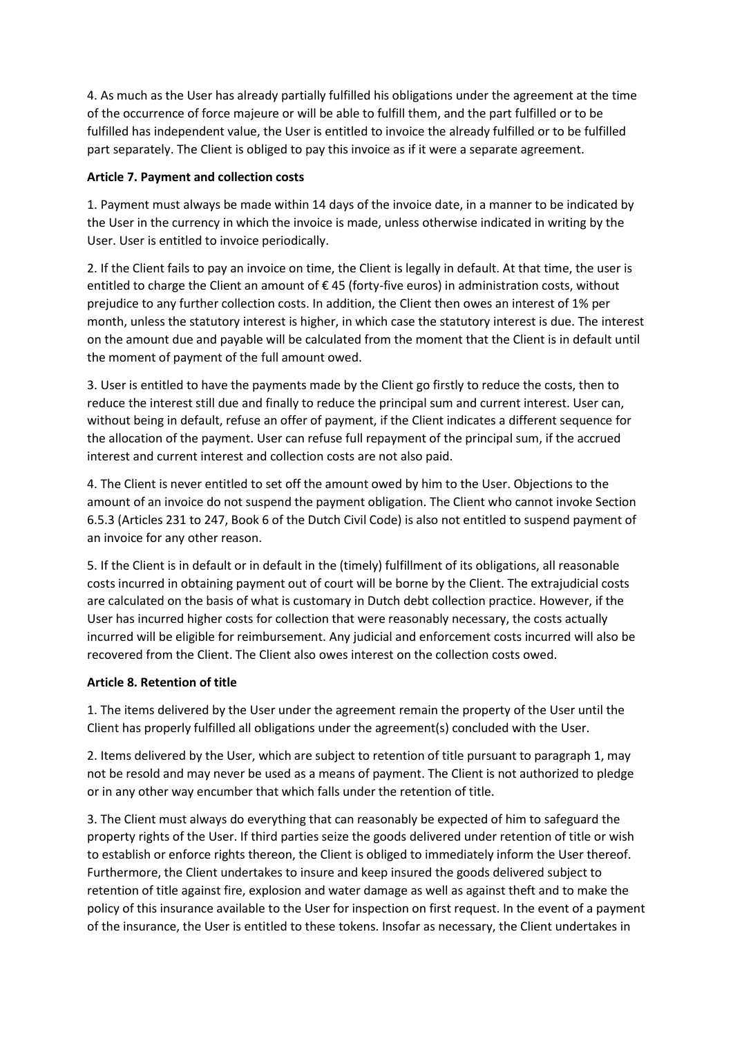4. As much as the User has already partially fulfilled his obligations under the agreement at the time of the occurrence of force majeure or will be able to fulfill them, and the part fulfilled or to be fulfilled has independent value, the User is entitled to invoice the already fulfilled or to be fulfilled part separately. The Client is obliged to pay this invoice as if it were a separate agreement.

**Article 7. Payment and collection costs**

1. Payment must always be made within 14 days of the invoice date, in a manner to be indicated by the User in the currency in which the invoice is made, unless otherwise indicated in writing by the User. User is entitled to invoice periodically.

2. If the Client fails to pay an invoice on time, the Client is legally in default. At that time, the user is entitled to charge the Client an amount of € 45 (forty-five euros) in administration costs, without prejudice to any further collection costs. In addition, the Client then owes an interest of 1% per month, unless the statutory interest is higher, in which case the statutory interest is due. The interest on the amount due and payable will be calculated from the moment that the Client is in default until the moment of payment of the full amount owed.

3. User is entitled to have the payments made by the Client go firstly to reduce the costs, then to reduce the interest still due and finally to reduce the principal sum and current interest. User can, without being in default, refuse an offer of payment, if the Client indicates a different sequence for the allocation of the payment. User can refuse full repayment of the principal sum, if the accrued interest and current interest and collection costs are not also paid.

4. The Client is never entitled to set off the amount owed by him to the User. Objections to the amount of an invoice do not suspend the payment obligation. The Client who cannot invoke Section 6.5.3 (Articles 231 to 247, Book 6 of the Dutch Civil Code) is also not entitled to suspend payment of an invoice for any other reason.

5. If the Client is in default or in default in the (timely) fulfillment of its obligations, all reasonable costs incurred in obtaining payment out of court will be borne by the Client. The extrajudicial costs are calculated on the basis of what is customary in Dutch debt collection practice. However, if the User has incurred higher costs for collection that were reasonably necessary, the costs actually incurred will be eligible for reimbursement. Any judicial and enforcement costs incurred will also be recovered from the Client. The Client also owes interest on the collection costs owed.

**Article 8. Retention of title**

1. The items delivered by the User under the agreement remain the property of the User until the Client has properly fulfilled all obligations under the agreement(s) concluded with the User.

2. Items delivered by the User, which are subject to retention of title pursuant to paragraph 1, may not be resold and may never be used as a means of payment. The Client is not authorized to pledge or in any other way encumber that which falls under the retention of title.

3. The Client must always do everything that can reasonably be expected of him to safeguard the property rights of the User. If third parties seize the goods delivered under retention of title or wish to establish or enforce rights thereon, the Client is obliged to immediately inform the User thereof. Furthermore, the Client undertakes to insure and keep insured the goods delivered subject to retention of title against fire, explosion and water damage as well as against theft and to make the policy of this insurance available to the User for inspection on first request. In the event of a payment of the insurance, the User is entitled to these tokens. Insofar as necessary, the Client undertakes in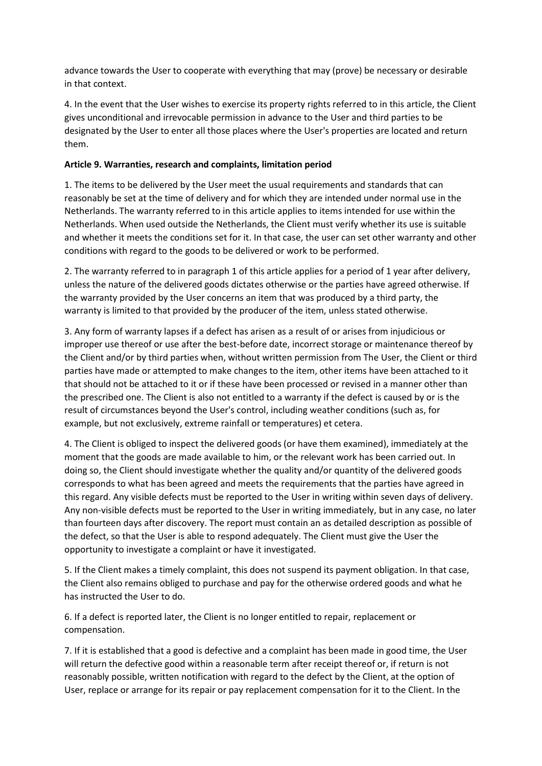advance towards the User to cooperate with everything that may (prove) be necessary or desirable in that context.

4. In the event that the User wishes to exercise its property rights referred to in this article, the Client gives unconditional and irrevocable permission in advance to the User and third parties to be designated by the User to enter all those places where the User's properties are located and return them.

**Article 9. Warranties, research and complaints, limitation period**

1. The items to be delivered by the User meet the usual requirements and standards that can reasonably be set at the time of delivery and for which they are intended under normal use in the Netherlands. The warranty referred to in this article applies to items intended for use within the Netherlands. When used outside the Netherlands, the Client must verify whether its use is suitable and whether it meets the conditions set for it. In that case, the user can set other warranty and other conditions with regard to the goods to be delivered or work to be performed.

2. The warranty referred to in paragraph 1 of this article applies for a period of 1 year after delivery, unless the nature of the delivered goods dictates otherwise or the parties have agreed otherwise. If the warranty provided by the User concerns an item that was produced by a third party, the warranty is limited to that provided by the producer of the item, unless stated otherwise.

3. Any form of warranty lapses if a defect has arisen as a result of or arises from injudicious or improper use thereof or use after the best-before date, incorrect storage or maintenance thereof by the Client and/or by third parties when, without written permission from The User, the Client or third parties have made or attempted to make changes to the item, other items have been attached to it that should not be attached to it or if these have been processed or revised in a manner other than the prescribed one. The Client is also not entitled to a warranty if the defect is caused by or is the result of circumstances beyond the User's control, including weather conditions (such as, for example, but not exclusively, extreme rainfall or temperatures) et cetera.

4. The Client is obliged to inspect the delivered goods (or have them examined), immediately at the moment that the goods are made available to him, or the relevant work has been carried out. In doing so, the Client should investigate whether the quality and/or quantity of the delivered goods corresponds to what has been agreed and meets the requirements that the parties have agreed in this regard. Any visible defects must be reported to the User in writing within seven days of delivery. Any non-visible defects must be reported to the User in writing immediately, but in any case, no later than fourteen days after discovery. The report must contain an as detailed description as possible of the defect, so that the User is able to respond adequately. The Client must give the User the opportunity to investigate a complaint or have it investigated.

5. If the Client makes a timely complaint, this does not suspend its payment obligation. In that case, the Client also remains obliged to purchase and pay for the otherwise ordered goods and what he has instructed the User to do.

6. If a defect is reported later, the Client is no longer entitled to repair, replacement or compensation.

7. If it is established that a good is defective and a complaint has been made in good time, the User will return the defective good within a reasonable term after receipt thereof or, if return is not reasonably possible, written notification with regard to the defect by the Client, at the option of User, replace or arrange for its repair or pay replacement compensation for it to the Client. In the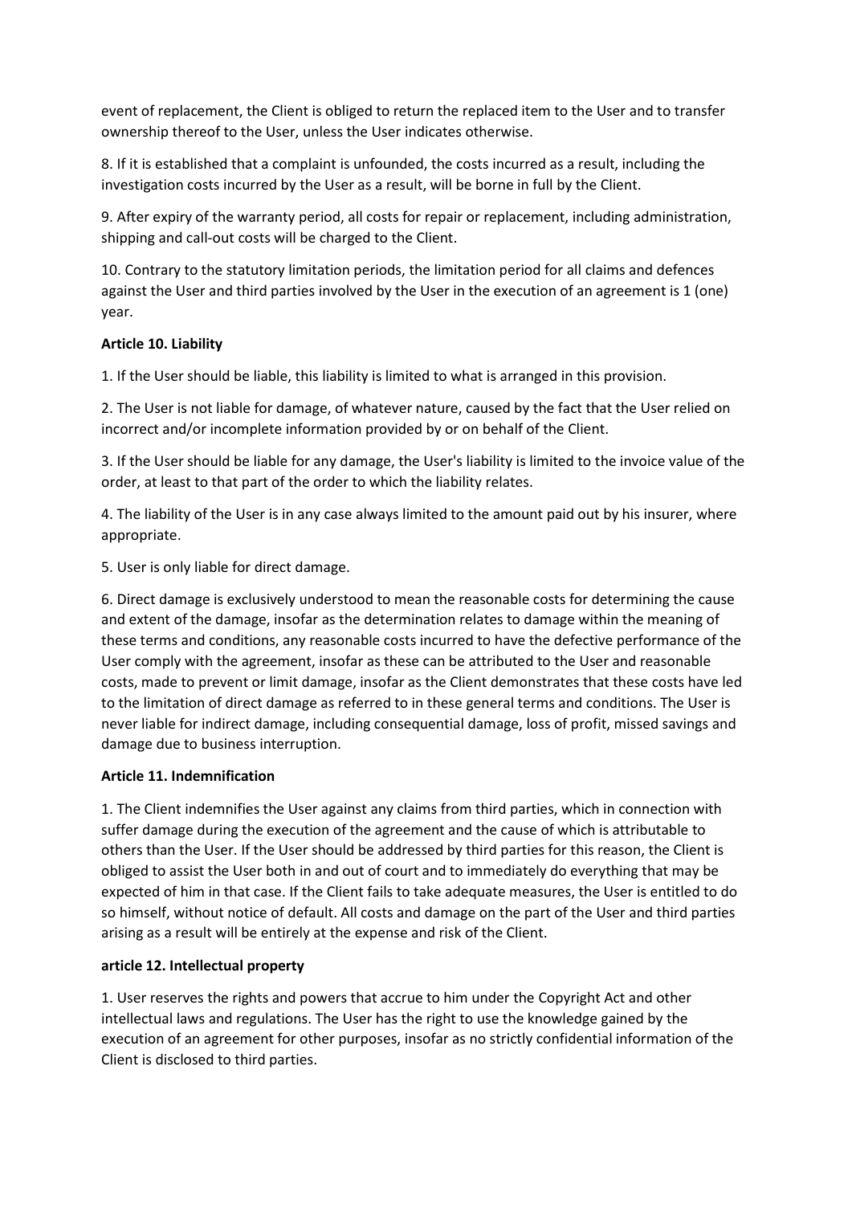event of replacement, the Client is obliged to return the replaced item to the User and to transfer ownership thereof to the User, unless the User indicates otherwise.

8. If it is established that a complaint is unfounded, the costs incurred as a result, including the investigation costs incurred by the User as a result, will be borne in full by the Client.

9. After expiry of the warranty period, all costs for repair or replacement, including administration, shipping and call-out costs will be charged to the Client.

10. Contrary to the statutory limitation periods, the limitation period for all claims and defences against the User and third parties involved by the User in the execution of an agreement is 1 (one) year.

**Article 10. Liability**

1. If the User should be liable, this liability is limited to what is arranged in this provision.

2. The User is not liable for damage, of whatever nature, caused by the fact that the User relied on incorrect and/or incomplete information provided by or on behalf of the Client.

3. If the User should be liable for any damage, the User's liability is limited to the invoice value of the order, at least to that part of the order to which the liability relates.

4. The liability of the User is in any case always limited to the amount paid out by his insurer, where appropriate.

5. User is only liable for direct damage.

6. Direct damage is exclusively understood to mean the reasonable costs for determining the cause and extent of the damage, insofar as the determination relates to damage within the meaning of these terms and conditions, any reasonable costs incurred to have the defective performance of the User comply with the agreement, insofar as these can be attributed to the User and reasonable costs, made to prevent or limit damage, insofar as the Client demonstrates that these costs have led to the limitation of direct damage as referred to in these general terms and conditions. The User is never liable for indirect damage, including consequential damage, loss of profit, missed savings and damage due to business interruption.

**Article 11. Indemnification**

1. The Client indemnifies the User against any claims from third parties, which in connection with suffer damage during the execution of the agreement and the cause of which is attributable to others than the User. If the User should be addressed by third parties for this reason, the Client is obliged to assist the User both in and out of court and to immediately do everything that may be expected of him in that case. If the Client fails to take adequate measures, the User is entitled to do so himself, without notice of default. All costs and damage on the part of the User and third parties arising as a result will be entirely at the expense and risk of the Client.

**article 12. Intellectual property**

1. User reserves the rights and powers that accrue to him under the Copyright Act and other intellectual laws and regulations. The User has the right to use the knowledge gained by the execution of an agreement for other purposes, insofar as no strictly confidential information of the Client is disclosed to third parties.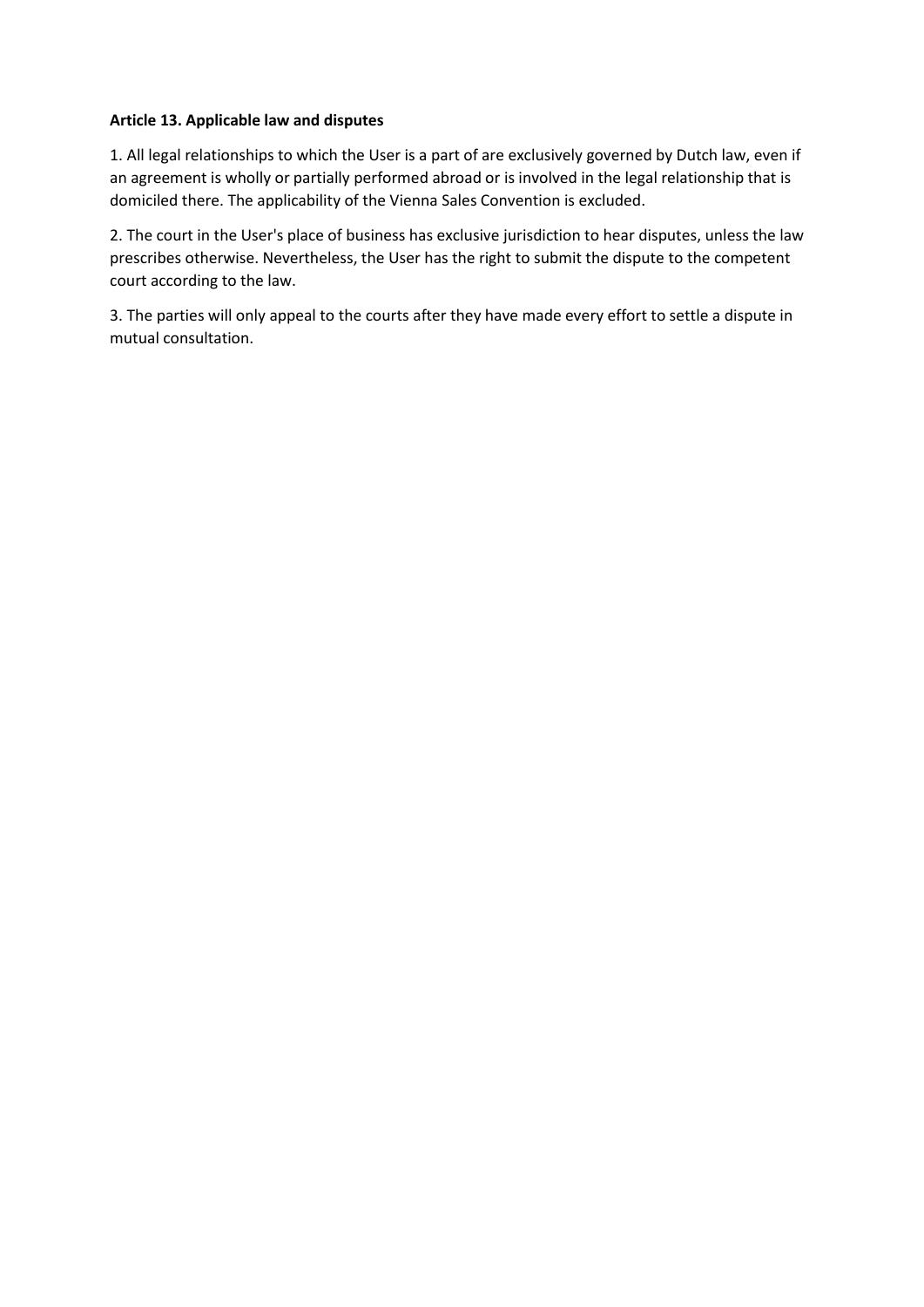**Article 13. Applicable law and disputes**

1. All legal relationships to which the User is a part of are exclusively governed by Dutch law, even if an agreement is wholly or partially performed abroad or is involved in the legal relationship that is domiciled there. The applicability of the Vienna Sales Convention is excluded.

2. The court in the User's place of business has exclusive jurisdiction to hear disputes, unless the law prescribes otherwise. Nevertheless, the User has the right to submit the dispute to the competent court according to the law.

3. The parties will only appeal to the courts after they have made every effort to settle a dispute in mutual consultation.